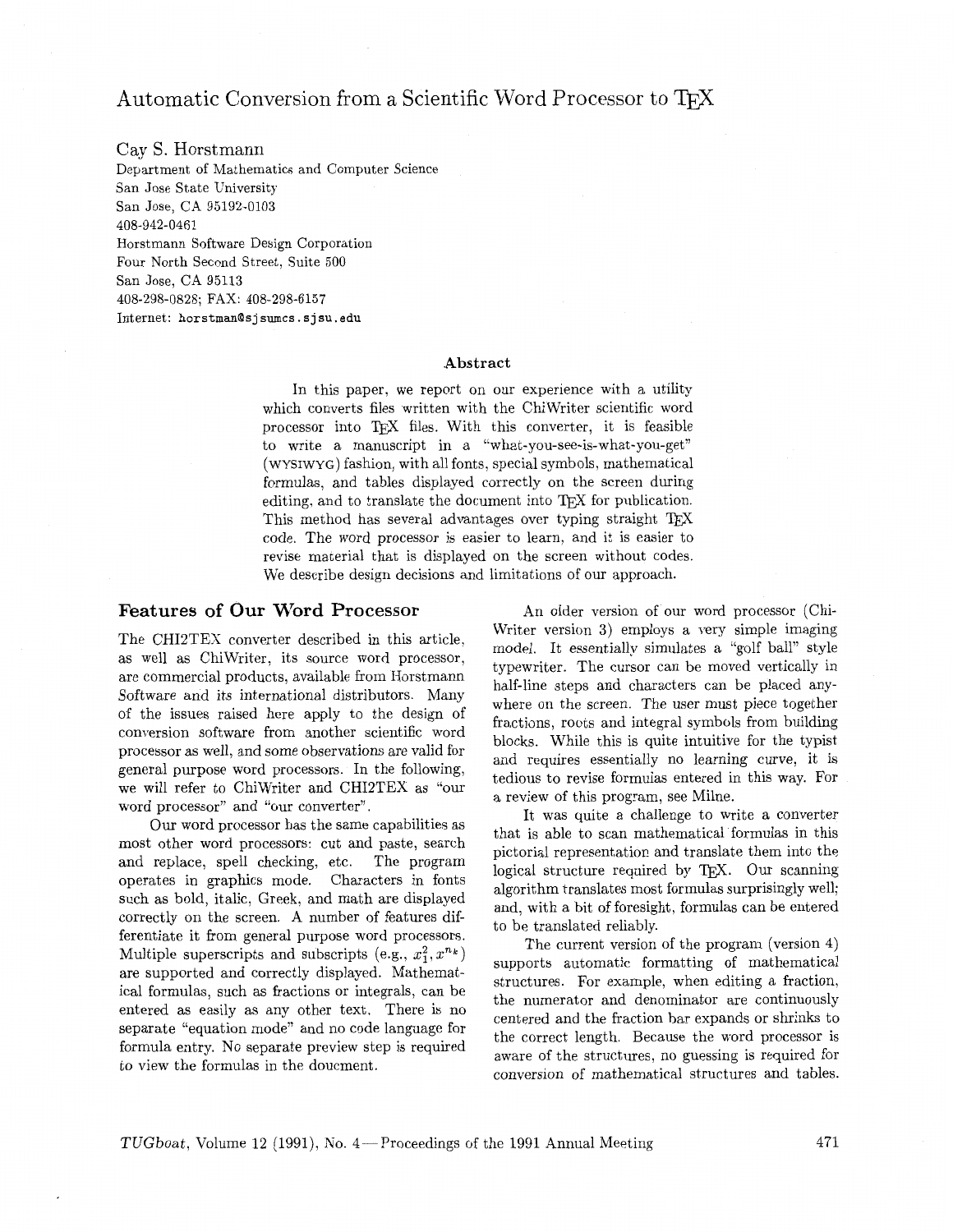# Automatic Conversion from a Scientific Word Processor to TEX

Cay S. Horstmann
Department of Mathematics and Computer Science
San Jose State University
San Jose, CA 95192-0103
408-942-0461
Horstmann Software Design Corporation
Four North Second Street, Suite 500
San Jose, CA 95113
408-298-0828; FAX: 408-298-6157
Internet: horstman@sjsumcs.sjsu.edu

### Abstract

In this paper, we report on our experience with a utility which converts files written with the ChiWriter scientific word processor into TEX files. With this converter, it is feasible to write a manuscript in a "what-you-see-is-what-you-get" (WYSIWYG) fashion, with all fonts, special symbols, mathematical formulas, and tables displayed correctly on the screen during editing, and to translate the document into TEX for publication. This method has several advantages over typing straight TEX code. The word processor is easier to learn, and it is easier to revise material that is displayed on the screen without codes. We describe design decisions and limitations of our approach.

## Features of Our Word Processor

The CHI2TEX converter described in this article, as well as ChiWriter, its source word processor, are commercial products, available from Horstmann Software and its international distributors. Many of the issues raised here apply to the design of conversion software from another scientific word processor as well, and some observations are valid for general purpose word processors. In the following, we will refer to ChiWriter and CHI2TEX as "our word processor" and "our converter".

Our word processor has the same capabilities as most other word processors: cut and paste, search and replace, spell checking, etc. The program operates in graphics mode. Characters in fonts such as bold, italic, Greek, and math are displayed correctly on the screen. A number of features differentiate it from general purpose word processors. Multiple superscripts and subscripts (e.g., $x_1^2, x^{n_k}$) are supported and correctly displayed. Mathematical formulas, such as fractions or integrals, can be entered as easily as any other text. There is no separate "equation mode" and no code language for formula entry. No separate preview step is required to view the formulas in the doucment.

An older version of our word processor (ChiWriter version 3) employs a very simple imaging model. It essentially simulates a "golf ball" style typewriter. The cursor can be moved vertically in half-line steps and characters can be placed anywhere on the screen. The user must piece together fractions, roots and integral symbols from building blocks. While this is quite intuitive for the typist and requires essentially no learning curve, it is tedious to revise formulas entered in this way. For a review of this program, see Milne.

It was quite a challenge to write a converter that is able to scan mathematical formulas in this pictorial representation and translate them into the logical structure required by TEX. Our scanning algorithm translates most formulas surprisingly well; and, with a bit of foresight, formulas can be entered to be translated reliably.

The current version of the program (version 4) supports automatic formatting of mathematical structures. For example, when editing a fraction, the numerator and denominator are continuously centered and the fraction bar expands or shrinks to the correct length. Because the word processor is aware of the structures, no guessing is required for conversion of mathematical structures and tables.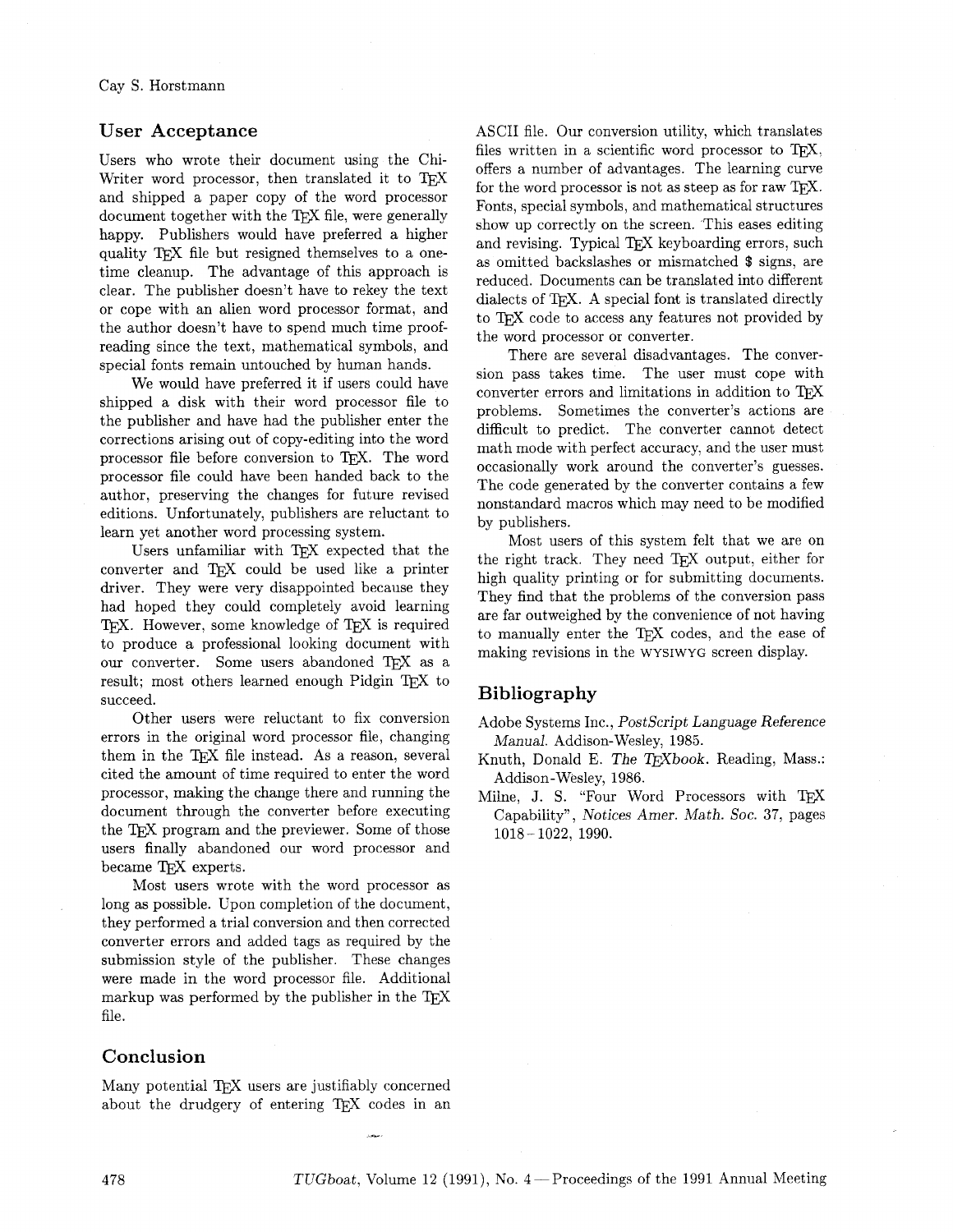## User Acceptance

Users who wrote their document using the Chi-Writer word processor, then translated it to TEX and shipped a paper copy of the word processor document together with the TEX file, were generally happy. Publishers would have preferred a higher quality TEX file but resigned themselves to a one-time cleanup. The advantage of this approach is clear. The publisher doesn't have to rekey the text or cope with an alien word processor format, and the author doesn't have to spend much time proof-reading since the text, mathematical symbols, and special fonts remain untouched by human hands.

We would have preferred it if users could have shipped a disk with their word processor file to the publisher and have had the publisher enter the corrections arising out of copy-editing into the word processor file before conversion to TEX. The word processor file could have been handed back to the author, preserving the changes for future revised editions. Unfortunately, publishers are reluctant to learn yet another word processing system.

Users unfamiliar with TEX expected that the converter and TEX could be used like a printer driver. They were very disappointed because they had hoped they could completely avoid learning TEX. However, some knowledge of TEX is required to produce a professional looking document with our converter. Some users abandoned TEX as a result; most others learned enough Pidgin TEX to succeed.

Other users were reluctant to fix conversion errors in the original word processor file, changing them in the TEX file instead. As a reason, several cited the amount of time required to enter the word processor, making the change there and running the document through the converter before executing the TEX program and the previewer. Some of those users finally abandoned our word processor and became TEX experts.

Most users wrote with the word processor as long as possible. Upon completion of the document, they performed a trial conversion and then corrected converter errors and added tags as required by the submission style of the publisher. These changes were made in the word processor file. Additional markup was performed by the publisher in the TEX file.

## Conclusion

Many potential TEX users are justifiably concerned about the drudgery of entering TEX codes in an ASCII file. Our conversion utility, which translates files written in a scientific word processor to TEX, offers a number of advantages. The learning curve for the word processor is not as steep as for raw TEX. Fonts, special symbols, and mathematical structures show up correctly on the screen. This eases editing and revising. Typical TEX keyboarding errors, such as omitted backslashes or mismatched $ signs, are reduced. Documents can be translated into different dialects of TEX. A special font is translated directly to TEX code to access any features not provided by the word processor or converter.

There are several disadvantages. The conversion pass takes time. The user must cope with converter errors and limitations in addition to TEX problems. Sometimes the converter's actions are difficult to predict. The converter cannot detect math mode with perfect accuracy, and the user must occasionally work around the converter's guesses. The code generated by the converter contains a few nonstandard macros which may need to be modified by publishers.

Most users of this system felt that we are on the right track. They need TEX output, either for high quality printing or for submitting documents. They find that the problems of the conversion pass are far outweighed by the convenience of not having to manually enter the TEX codes, and the ease of making revisions in the WYSIWYG screen display.

## Bibliography

Adobe Systems Inc., *PostScript Language Reference Manual*. Addison-Wesley, 1985.

Knuth, Donald E. *The TEXbook*. Reading, Mass.: Addison-Wesley, 1986.

Milne, J. S. "Four Word Processors with TEX Capability", *Notices Amer. Math. Soc.* 37, pages 1018–1022, 1990.